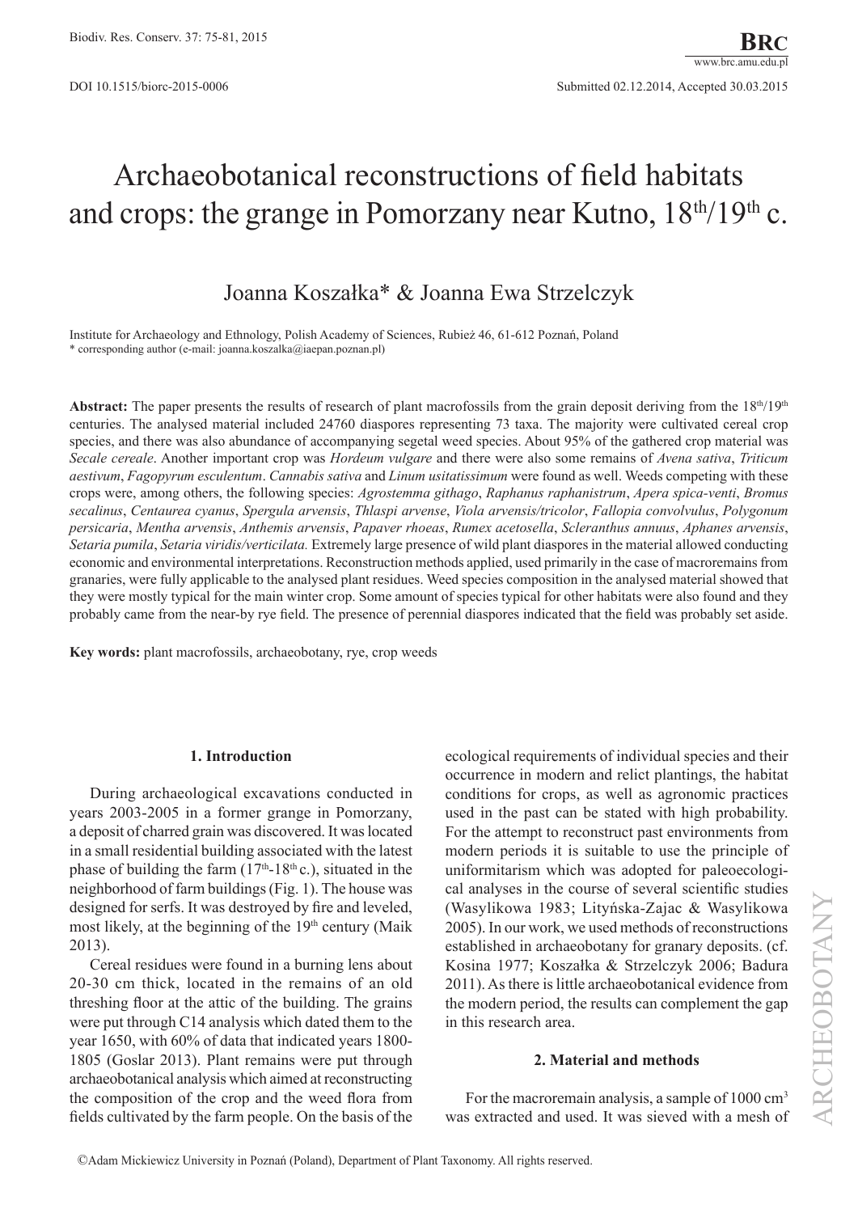DOI 10.1515/biorc-2015-0006

Submitted 02.12.2014, Accepted 30.03.2015

# Archaeobotanical reconstructions of field habitats and crops: the grange in Pomorzany near Kutno, 18th/19th c.

Joanna Koszałka* & Joanna Ewa Strzelczyk

Institute for Archaeology and Ethnology, Polish Academy of Sciences, Rubież 46, 61-612 Poznań, Poland
\* corresponding author (e-mail: joanna.koszalka@iaepan.poznan.pl)

**Abstract:** The paper presents the results of research of plant macrofossils from the grain deposit deriving from the 18th/19th centuries. The analysed material included 24760 diaspores representing 73 taxa. The majority were cultivated cereal crop species, and there was also abundance of accompanying segetal weed species. About 95% of the gathered crop material was *Secale cereale*. Another important crop was *Hordeum vulgare* and there were also some remains of *Avena sativa*, *Triticum aestivum*, *Fagopyrum esculentum*. *Cannabis sativa* and *Linum usitatissimum* were found as well. Weeds competing with these crops were, among others, the following species: *Agrostemma githago*, *Raphanus raphanistrum*, *Apera spica-venti*, *Bromus secalinus*, *Centaurea cyanus*, *Spergula arvensis*, *Thlaspi arvense*, *Viola arvensis/tricolor*, *Fallopia convolvulus*, *Polygonum persicaria*, *Mentha arvensis*, *Anthemis arvensis*, *Papaver rhoeas*, *Rumex acetosella*, *Scleranthus annuus*, *Aphanes arvensis*, *Setaria pumila*, *Setaria viridis/verticilata.* Extremely large presence of wild plant diaspores in the material allowed conducting economic and environmental interpretations. Reconstruction methods applied, used primarily in the case of macroremains from granaries, were fully applicable to the analysed plant residues. Weed species composition in the analysed material showed that they were mostly typical for the main winter crop. Some amount of species typical for other habitats were also found and they probably came from the near-by rye field. The presence of perennial diaspores indicated that the field was probably set aside.

**Key words:** plant macrofossils, archaeobotany, rye, crop weeds

## 1. Introduction

During archaeological excavations conducted in years 2003-2005 in a former grange in Pomorzany, a deposit of charred grain was discovered. It was located in a small residential building associated with the latest phase of building the farm (17th-18th c.), situated in the neighborhood of farm buildings (Fig. 1). The house was designed for serfs. It was destroyed by fire and leveled, most likely, at the beginning of the 19th century (Maik 2013).

Cereal residues were found in a burning lens about 20-30 cm thick, located in the remains of an old threshing floor at the attic of the building. The grains were put through C14 analysis which dated them to the year 1650, with 60% of data that indicated years 1800-1805 (Goslar 2013). Plant remains were put through archaeobotanical analysis which aimed at reconstructing the composition of the crop and the weed flora from fields cultivated by the farm people. On the basis of the ecological requirements of individual species and their occurrence in modern and relict plantings, the habitat conditions for crops, as well as agronomic practices used in the past can be stated with high probability. For the attempt to reconstruct past environments from modern periods it is suitable to use the principle of uniformitarism which was adopted for paleoecological analyses in the course of several scientific studies (Wasylikowa 1983; Lityńska-Zajac & Wasylikowa 2005). In our work, we used methods of reconstructions established in archaeobotany for granary deposits. (cf. Kosina 1977; Koszałka & Strzelczyk 2006; Badura 2011). As there is little archaeobotanical evidence from the modern period, the results can complement the gap in this research area.

## 2. Material and methods

For the macroremain analysis, a sample of 1000 cm$^3$ was extracted and used. It was sieved with a mesh of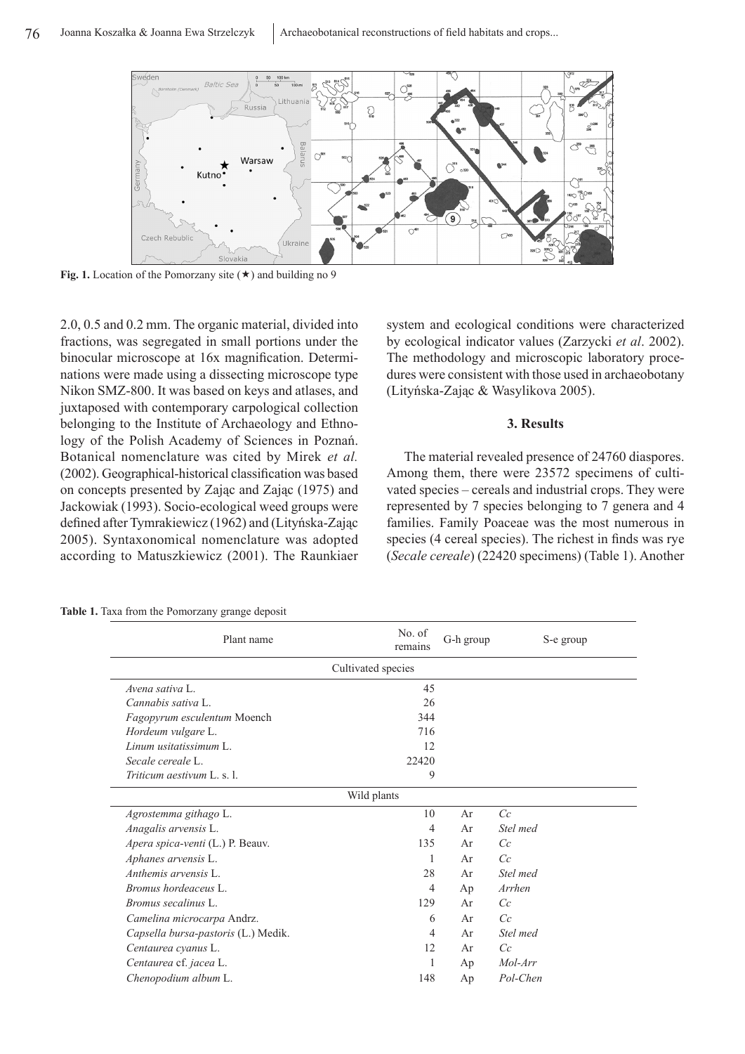**Fig. 1.** Location of the Pomorzany site (★) and building no 9

2.0, 0.5 and 0.2 mm. The organic material, divided into fractions, was segregated in small portions under the binocular microscope at 16x magnification. Determinations were made using a dissecting microscope type Nikon SMZ-800. It was based on keys and atlases, and juxtaposed with contemporary carpological collection belonging to the Institute of Archaeology and Ethnology of the Polish Academy of Sciences in Poznań. Botanical nomenclature was cited by Mirek *et al.* (2002). Geographical-historical classification was based on concepts presented by Zając and Zając (1975) and Jackowiak (1993). Socio-ecological weed groups were defined after Tymrakiewicz (1962) and (Lityńska-Zając 2005). Syntaxonomical nomenclature was adopted according to Matuszkiewicz (2001). The Raunkiaer system and ecological conditions were characterized by ecological indicator values (Zarzycki *et al*. 2002). The methodology and microscopic laboratory procedures were consistent with those used in archaeobotany (Lityńska-Zając & Wasylikova 2005).

## 3. Results

The material revealed presence of 24760 diaspores. Among them, there were 23572 specimens of cultivated species – cereals and industrial crops. They were represented by 7 species belonging to 7 genera and 4 families. Family Poaceae was the most numerous in species (4 cereal species). The richest in finds was rye (*Secale cereale*) (22420 specimens) (Table 1). Another

**Table 1.** Taxa from the Pomorzany grange deposit

| Plant name | No. of remains | G-h group | S-e group |
|---|---|---|---|
| Cultivated species | | | |
| *Avena sativa* L. | 45 | | |
| *Cannabis sativa* L. | 26 | | |
| *Fagopyrum esculentum* Moench | 344 | | |
| *Hordeum vulgare* L. | 716 | | |
| *Linum usitatissimum* L. | 12 | | |
| *Secale cereale* L. | 22420 | | |
| *Triticum aestivum* L. s. l. | 9 | | |
| Wild plants | | | |
| *Agrostemma githago* L. | 10 | Ar | *Cc* |
| *Anagalis arvensis* L. | 4 | Ar | *Stel med* |
| *Apera spica-venti* (L.) P. Beauv. | 135 | Ar | *Cc* |
| *Aphanes arvensis* L. | 1 | Ar | *Cc* |
| *Anthemis arvensis* L. | 28 | Ar | *Stel med* |
| *Bromus hordeaceus* L. | 4 | Ap | *Arrhen* |
| *Bromus secalinus* L. | 129 | Ar | *Cc* |
| *Camelina microcarpa* Andrz. | 6 | Ar | *Cc* |
| *Capsella bursa-pastoris* (L.) Medik. | 4 | Ar | *Stel med* |
| *Centaurea cyanus* L. | 12 | Ar | *Cc* |
| *Centaurea* cf. *jacea* L. | 1 | Ap | *Mol-Arr* |
| *Chenopodium album* L. | 148 | Ap | *Pol-Chen* |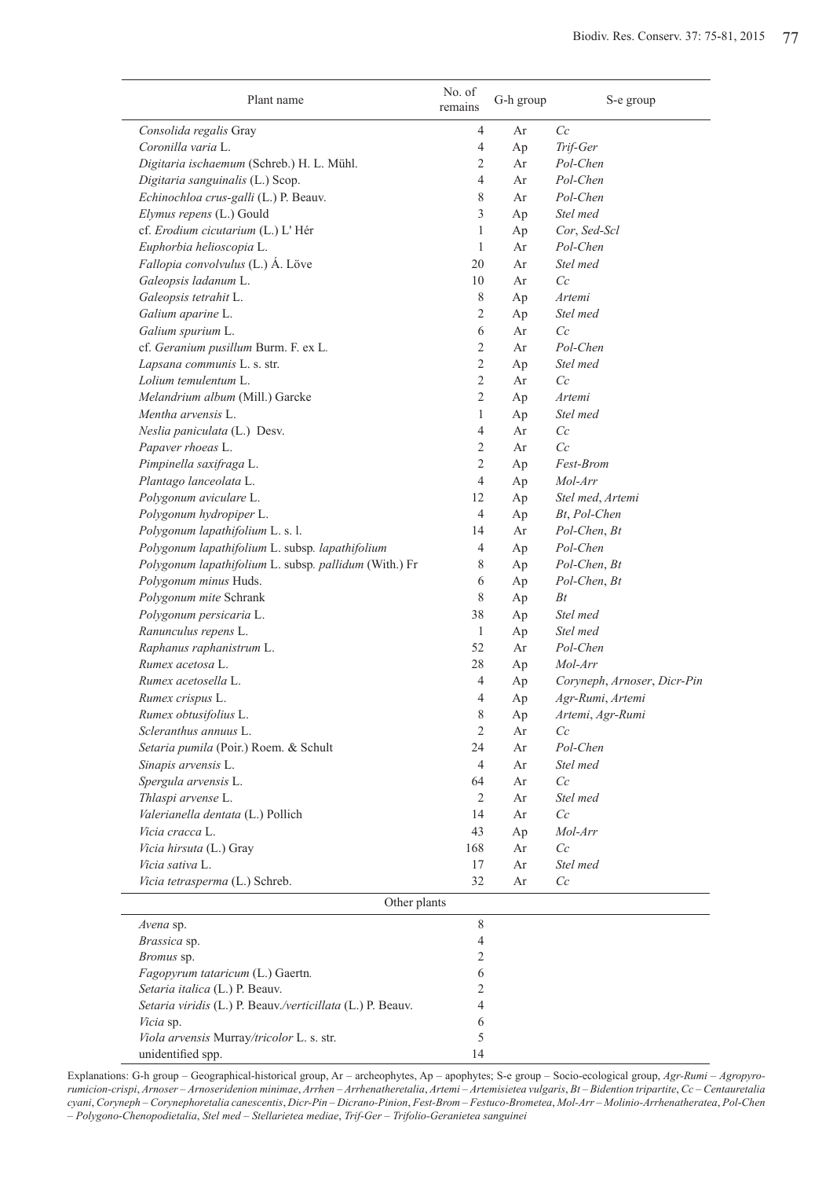| Plant name | No. of remains | G-h group | S-e group |
|---|---|---|---|
| *Consolida regalis* Gray | 4 | Ar | *Cc* |
| *Coronilla varia* L. | 4 | Ap | *Trif-Ger* |
| *Digitaria ischaemum* (Schreb.) H. L. Mühl. | 2 | Ar | *Pol-Chen* |
| *Digitaria sanguinalis* (L.) Scop. | 4 | Ar | *Pol-Chen* |
| *Echinochloa crus-galli* (L.) P. Beauv. | 8 | Ar | *Pol-Chen* |
| *Elymus repens* (L.) Gould | 3 | Ap | *Stel med* |
| cf. *Erodium cicutarium* (L.) L' Hér | 1 | Ap | *Cor*, *Sed-Scl* |
| *Euphorbia helioscopia* L. | 1 | Ar | *Pol-Chen* |
| *Fallopia convolvulus* (L.) Á. Löve | 20 | Ar | *Stel med* |
| *Galeopsis ladanum* L. | 10 | Ar | *Cc* |
| *Galeopsis tetrahit* L. | 8 | Ap | *Artemi* |
| *Galium aparine* L. | 2 | Ap | *Stel med* |
| *Galium spurium* L. | 6 | Ar | *Cc* |
| cf. *Geranium pusillum* Burm. F. ex L. | 2 | Ar | *Pol-Chen* |
| *Lapsana communis* L. s. str. | 2 | Ap | *Stel med* |
| *Lolium temulentum* L. | 2 | Ar | *Cc* |
| *Melandrium album* (Mill.) Garcke | 2 | Ap | *Artemi* |
| *Mentha arvensis* L. | 1 | Ap | *Stel med* |
| *Neslia paniculata* (L.) Desv. | 4 | Ar | *Cc* |
| *Papaver rhoeas* L. | 2 | Ar | *Cc* |
| *Pimpinella saxifraga* L. | 2 | Ap | *Fest-Brom* |
| *Plantago lanceolata* L. | 4 | Ap | *Mol-Arr* |
| *Polygonum aviculare* L. | 12 | Ap | *Stel med*, *Artemi* |
| *Polygonum hydropiper* L. | 4 | Ap | *Bt*, *Pol-Chen* |
| *Polygonum lapathifolium* L. s. l. | 14 | Ar | *Pol-Chen*, *Bt* |
| *Polygonum lapathifolium* L. subsp*. lapathifolium* | 4 | Ap | *Pol-Chen* |
| *Polygonum lapathifolium* L. subsp*. pallidum* (With.) Fr | 8 | Ap | *Pol-Chen*, *Bt* |
| *Polygonum minus* Huds. | 6 | Ap | *Pol-Chen*, *Bt* |
| *Polygonum mite* Schrank | 8 | Ap | *Bt* |
| *Polygonum persicaria* L. | 38 | Ap | *Stel med* |
| *Ranunculus repens* L. | 1 | Ap | *Stel med* |
| *Raphanus raphanistrum* L. | 52 | Ar | *Pol-Chen* |
| *Rumex acetosa* L. | 28 | Ap | *Mol-Arr* |
| *Rumex acetosella* L. | 4 | Ap | *Coryneph*, *Arnoser*, *Dicr-Pin* |
| *Rumex crispus* L. | 4 | Ap | *Agr-Rumi*, *Artemi* |
| *Rumex obtusifolius* L. | 8 | Ap | *Artemi*, *Agr-Rumi* |
| *Scleranthus annuus* L. | 2 | Ar | *Cc* |
| *Setaria pumila* (Poir.) Roem. & Schult | 24 | Ar | *Pol-Chen* |
| *Sinapis arvensis* L. | 4 | Ar | *Stel med* |
| *Spergula arvensis* L. | 64 | Ar | *Cc* |
| *Thlaspi arvense* L. | 2 | Ar | *Stel med* |
| *Valerianella dentata* (L.) Pollich | 14 | Ar | *Cc* |
| *Vicia cracca* L. | 43 | Ap | *Mol-Arr* |
| *Vicia hirsuta* (L.) Gray | 168 | Ar | *Cc* |
| *Vicia sativa* L. | 17 | Ar | *Stel med* |
| *Vicia tetrasperma* (L.) Schreb. | 32 | Ar | *Cc* |
| Other plants | | | |
| *Avena* sp. | 8 | | |
| *Brassica* sp. | 4 | | |
| *Bromus* sp. | 2 | | |
| *Fagopyrum tataricum* (L.) Gaertn*.* | 6 | | |
| *Setaria italica* (L.) P. Beauv. | 2 | | |
| *Setaria viridis* (L.) P. Beauv*./verticillata* (L.) P. Beauv. | 4 | | |
| *Vicia* sp. | 6 | | |
| *Viola arvensis* Murray*/tricolor* L. s. str. | 5 | | |
| unidentified spp. | 14 | | |

Explanations: G-h group – Geographical-historical group, Ar – archeophytes, Ap – apophytes; S-e group – Socio-ecological group, *Agr-Rumi* – *Agropyro-rumicion-crispi*, *Arnoser* – *Arnoseridenion minimae*, *Arrhen* – *Arrhenatheretalia*, *Artemi* – *Artemisietea vulgaris*, *Bt* – *Bidention tripartite*, *Cc* – *Centauretalia cyani*, *Coryneph* – *Corynephoretalia canescentis*, *Dicr-Pin* – *Dicrano-Pinion*, *Fest-Brom* – *Festuco-Brometea*, *Mol-Arr* – *Molinio-Arrhenatheratea*, *Pol-Chen* – *Polygono-Chenopodietalia*, *Stel med* – *Stellarietea mediae*, *Trif-Ger* – *Trifolio-Geranietea sanguinei*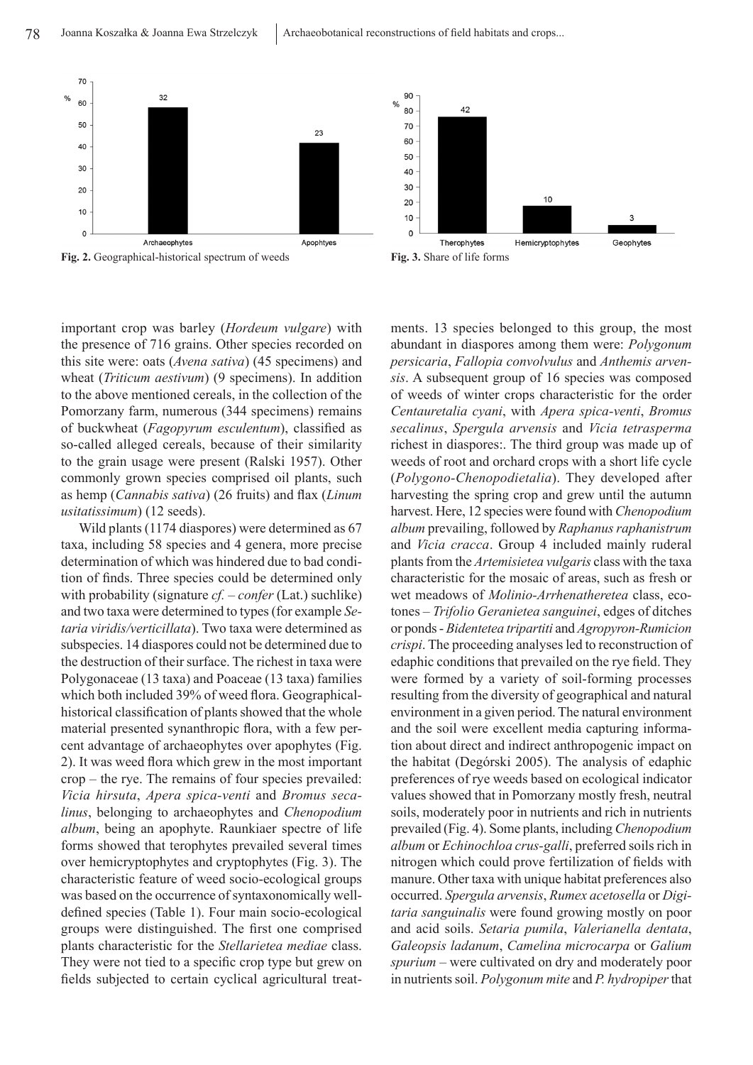Fig. 2. Geographical-historical spectrum of weeds

Fig. 3. Share of life forms

important crop was barley (*Hordeum vulgare*) with the presence of 716 grains. Other species recorded on this site were: oats (*Avena sativa*) (45 specimens) and wheat (*Triticum aestivum*) (9 specimens). In addition to the above mentioned cereals, in the collection of the Pomorzany farm, numerous (344 specimens) remains of buckwheat (*Fagopyrum esculentum*), classified as so-called alleged cereals, because of their similarity to the grain usage were present (Ralski 1957). Other commonly grown species comprised oil plants, such as hemp (*Cannabis sativa*) (26 fruits) and flax (*Linum usitatissimum*) (12 seeds).

Wild plants (1174 diaspores) were determined as 67 taxa, including 58 species and 4 genera, more precise determination of which was hindered due to bad condition of finds. Three species could be determined only with probability (signature *cf. – confer* (Lat.) suchlike) and two taxa were determined to types (for example *Setaria viridis/verticillata*). Two taxa were determined as subspecies. 14 diaspores could not be determined due to the destruction of their surface. The richest in taxa were Polygonaceae (13 taxa) and Poaceae (13 taxa) families which both included 39% of weed flora. Geographical-historical classification of plants showed that the whole material presented synanthropic flora, with a few percent advantage of archaeophytes over apophytes (Fig. 2). It was weed flora which grew in the most important crop – the rye. The remains of four species prevailed: *Vicia hirsuta*, *Apera spica-venti* and *Bromus secalinus*, belonging to archaeophytes and *Chenopodium album*, being an apophyte. Raunkiaer spectre of life forms showed that terophytes prevailed several times over hemicryptophytes and cryptophytes (Fig. 3). The characteristic feature of weed socio-ecological groups was based on the occurrence of syntaxonomically well-defined species (Table 1). Four main socio-ecological groups were distinguished. The first one comprised plants characteristic for the *Stellarietea mediae* class. They were not tied to a specific crop type but grew on fields subjected to certain cyclical agricultural treatments. 13 species belonged to this group, the most abundant in diaspores among them were: *Polygonum persicaria*, *Fallopia convolvulus* and *Anthemis arvensis*. A subsequent group of 16 species was composed of weeds of winter crops characteristic for the order *Centauretalia cyani*, with *Apera spica-venti*, *Bromus secalinus*, *Spergula arvensis* and *Vicia tetrasperma* richest in diaspores:. The third group was made up of weeds of root and orchard crops with a short life cycle (*Polygono-Chenopodietalia*). They developed after harvesting the spring crop and grew until the autumn harvest. Here, 12 species were found with *Chenopodium album* prevailing, followed by *Raphanus raphanistrum* and *Vicia cracca*. Group 4 included mainly ruderal plants from the *Artemisietea vulgaris* class with the taxa characteristic for the mosaic of areas, such as fresh or wet meadows of *Molinio-Arrhenatheretea* class, ecotones – *Trifolio Geranietea sanguinei*, edges of ditches or ponds - *Bidentetea tripartiti* and *Agropyron-Rumicion crispi*. The proceeding analyses led to reconstruction of edaphic conditions that prevailed on the rye field. They were formed by a variety of soil-forming processes resulting from the diversity of geographical and natural environment in a given period. The natural environment and the soil were excellent media capturing information about direct and indirect anthropogenic impact on the habitat (Degórski 2005). The analysis of edaphic preferences of rye weeds based on ecological indicator values showed that in Pomorzany mostly fresh, neutral soils, moderately poor in nutrients and rich in nutrients prevailed (Fig. 4). Some plants, including *Chenopodium album* or *Echinochloa crus-galli*, preferred soils rich in nitrogen which could prove fertilization of fields with manure. Other taxa with unique habitat preferences also occurred. *Spergula arvensis*, *Rumex acetosella* or *Digitaria sanguinalis* were found growing mostly on poor and acid soils. *Setaria pumila*, *Valerianella dentata*, *Galeopsis ladanum*, *Camelina microcarpa* or *Galium spurium* – were cultivated on dry and moderately poor in nutrients soil. *Polygonum mite* and *P. hydropiper* that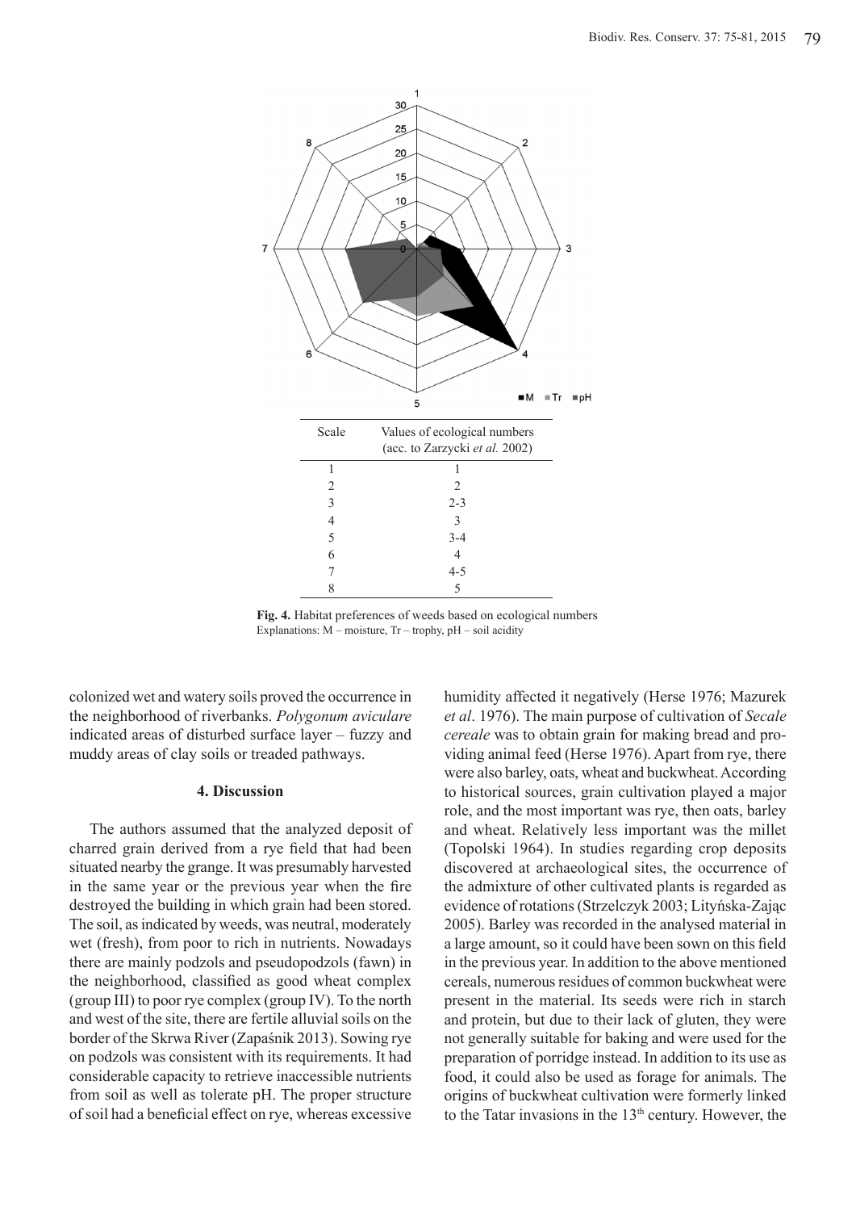| Scale | Values of ecological numbers (acc. to Zarzycki *et al.* 2002) |
|---|---|
| 1 | 1 |
| 2 | 2 |
| 3 | 2-3 |
| 4 | 3 |
| 5 | 3-4 |
| 6 | 4 |
| 7 | 4-5 |
| 8 | 5 |

**Fig. 4.** Habitat preferences of weeds based on ecological numbers
Explanations: M – moisture, Tr – trophy, pH – soil acidity

colonized wet and watery soils proved the occurrence in the neighborhood of riverbanks. *Polygonum aviculare* indicated areas of disturbed surface layer – fuzzy and muddy areas of clay soils or treaded pathways.

## 4. Discussion

The authors assumed that the analyzed deposit of charred grain derived from a rye field that had been situated nearby the grange. It was presumably harvested in the same year or the previous year when the fire destroyed the building in which grain had been stored. The soil, as indicated by weeds, was neutral, moderately wet (fresh), from poor to rich in nutrients. Nowadays there are mainly podzols and pseudopodzols (fawn) in the neighborhood, classified as good wheat complex (group III) to poor rye complex (group IV). To the north and west of the site, there are fertile alluvial soils on the border of the Skrwa River (Zapaśnik 2013). Sowing rye on podzols was consistent with its requirements. It had considerable capacity to retrieve inaccessible nutrients from soil as well as tolerate pH. The proper structure of soil had a beneficial effect on rye, whereas excessive humidity affected it negatively (Herse 1976; Mazurek *et al*. 1976). The main purpose of cultivation of *Secale cereale* was to obtain grain for making bread and providing animal feed (Herse 1976). Apart from rye, there were also barley, oats, wheat and buckwheat. According to historical sources, grain cultivation played a major role, and the most important was rye, then oats, barley and wheat. Relatively less important was the millet (Topolski 1964). In studies regarding crop deposits discovered at archaeological sites, the occurrence of the admixture of other cultivated plants is regarded as evidence of rotations (Strzelczyk 2003; Lityńska-Zając 2005). Barley was recorded in the analysed material in a large amount, so it could have been sown on this field in the previous year. In addition to the above mentioned cereals, numerous residues of common buckwheat were present in the material. Its seeds were rich in starch and protein, but due to their lack of gluten, they were not generally suitable for baking and were used for the preparation of porridge instead. In addition to its use as food, it could also be used as forage for animals. The origins of buckwheat cultivation were formerly linked to the Tatar invasions in the 13th century. However, the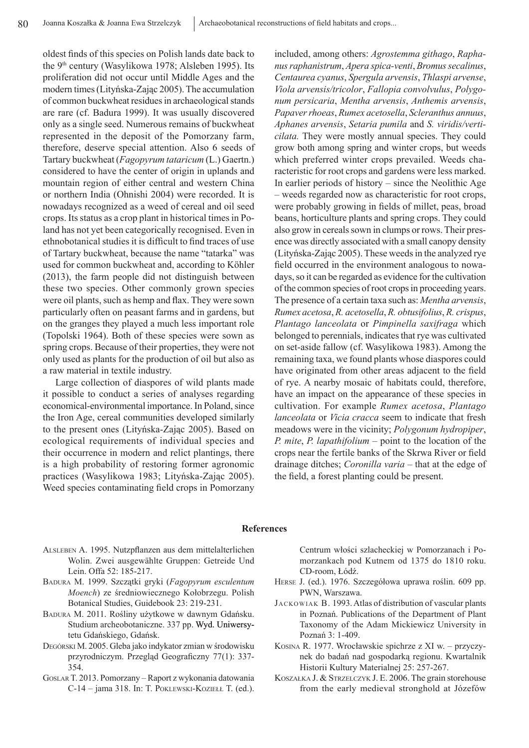oldest finds of this species on Polish lands date back to the 9th century (Wasylikowa 1978; Alsleben 1995). Its proliferation did not occur until Middle Ages and the modern times (Lityńska-Zając 2005). The accumulation of common buckwheat residues in archaeological stands are rare (cf. Badura 1999). It was usually discovered only as a single seed. Numerous remains of buckwheat represented in the deposit of the Pomorzany farm, therefore, deserve special attention. Also 6 seeds of Tartary buckwheat (*Fagopyrum tataricum* (L.) Gaertn.) considered to have the center of origin in uplands and mountain region of either central and western China or northern India (Ohnishi 2004) were recorded. It is nowadays recognized as a weed of cereal and oil seed crops. Its status as a crop plant in historical times in Poland has not yet been categorically recognised. Even in ethnobotanical studies it is difficult to find traces of use of Tartary buckwheat, because the name "tatarka" was used for common buckwheat and, according to Köhler (2013), the farm people did not distinguish between these two species. Other commonly grown species were oil plants, such as hemp and flax. They were sown particularly often on peasant farms and in gardens, but on the granges they played a much less important role (Topolski 1964). Both of these species were sown as spring crops. Because of their properties, they were not only used as plants for the production of oil but also as a raw material in textile industry.

Large collection of diaspores of wild plants made it possible to conduct a series of analyses regarding economical-environmental importance. In Poland, since the Iron Age, cereal communities developed similarly to the present ones (Lityńska-Zając 2005). Based on ecological requirements of individual species and their occurrence in modern and relict plantings, there is a high probability of restoring former agronomic practices (Wasylikowa 1983; Lityńska-Zając 2005). Weed species contaminating field crops in Pomorzany included, among others: *Agrostemma githago*, *Raphanus raphanistrum*, *Apera spica-venti*, *Bromus secalinus*, *Centaurea cyanus*, *Spergula arvensis*, *Thlaspi arvense*, *Viola arvensis/tricolor*, *Fallopia convolvulus*, *Polygonum persicaria*, *Mentha arvensis*, *Anthemis arvensis*, *Papaver rhoeas*, *Rumex acetosella*, *Scleranthus annuus*, *Aphanes arvensis*, *Setaria pumila* and *S. viridis/verticilata.* They were mostly annual species. They could grow both among spring and winter crops, but weeds which preferred winter crops prevailed. Weeds characteristic for root crops and gardens were less marked. In earlier periods of history – since the Neolithic Age – weeds regarded now as characteristic for root crops, were probably growing in fields of millet, peas, broad beans, horticulture plants and spring crops. They could also grow in cereals sown in clumps or rows. Their presence was directly associated with a small canopy density (Lityńska-Zając 2005). These weeds in the analyzed rye field occurred in the environment analogous to nowadays, so it can be regarded as evidence for the cultivation of the common species of root crops in proceeding years. The presence of a certain taxa such as: *Mentha arvensis*, *Rumex acetosa*, *R. acetosella*, *R. obtusifolius*, *R. crispus*, *Plantago lanceolata* or *Pimpinella saxifraga* which belonged to perennials, indicates that rye was cultivated on set-aside fallow (cf. Wasylikowa 1983). Among the remaining taxa, we found plants whose diaspores could have originated from other areas adjacent to the field of rye. A nearby mosaic of habitats could, therefore, have an impact on the appearance of these species in cultivation. For example *Rumex acetosa*, *Plantago lanceolata* or *Vicia cracca* seem to indicate that fresh meadows were in the vicinity; *Polygonum hydropiper*, *P. mite*, *P. lapathifolium* – point to the location of the crops near the fertile banks of the Skrwa River or field drainage ditches; *Coronilla varia* – that at the edge of the field, a forest planting could be present.

## References

Alsleben A. 1995. Nutzpflanzen aus dem mittelalterlichen Wolin. Zwei ausgewählte Gruppen: Getreide Und Lein. Offa 52: 185-217.

Badura M. 1999. Szczątki gryki (*Fagopyrum esculentum Moench*) ze średniowiecznego Kołobrzegu. Polish Botanical Studies, Guidebook 23: 219-231.

Badura M. 2011. Rośliny użytkowe w dawnym Gdańsku. Studium archeobotaniczne. 337 pp. Wyd. Uniwersytetu Gdańskiego, Gdańsk.

Degórski M. 2005. Gleba jako indykator zmian w środowisku przyrodniczym. Przegląd Geograficzny 77(1): 337-354.

Goslar T. 2013. Pomorzany – Raport z wykonania datowania C-14 – jama 318. In: T. Poklewski-Koziełł T. (ed.). Centrum włości szlacheckiej w Pomorzanach i Pomorzankach pod Kutnem od 1375 do 1810 roku. CD-room, Łódź.

Herse J. (ed.). 1976. Szczegółowa uprawa roślin. 609 pp. PWN, Warszawa.

Jackowiak B. 1993. Atlas of distribution of vascular plants in Poznań. Publications of the Department of Plant Taxonomy of the Adam Mickiewicz University in Poznań 3: 1-409.

Kosina R. 1977. Wrocławskie spichrze z XI w. – przyczynek do badań nad gospodarką regionu. Kwartalnik Historii Kultury Materialnej 25: 257-267.

Koszałka J. & Strzelczyk J. E. 2006. The grain storehouse from the early medieval stronghold at Józefów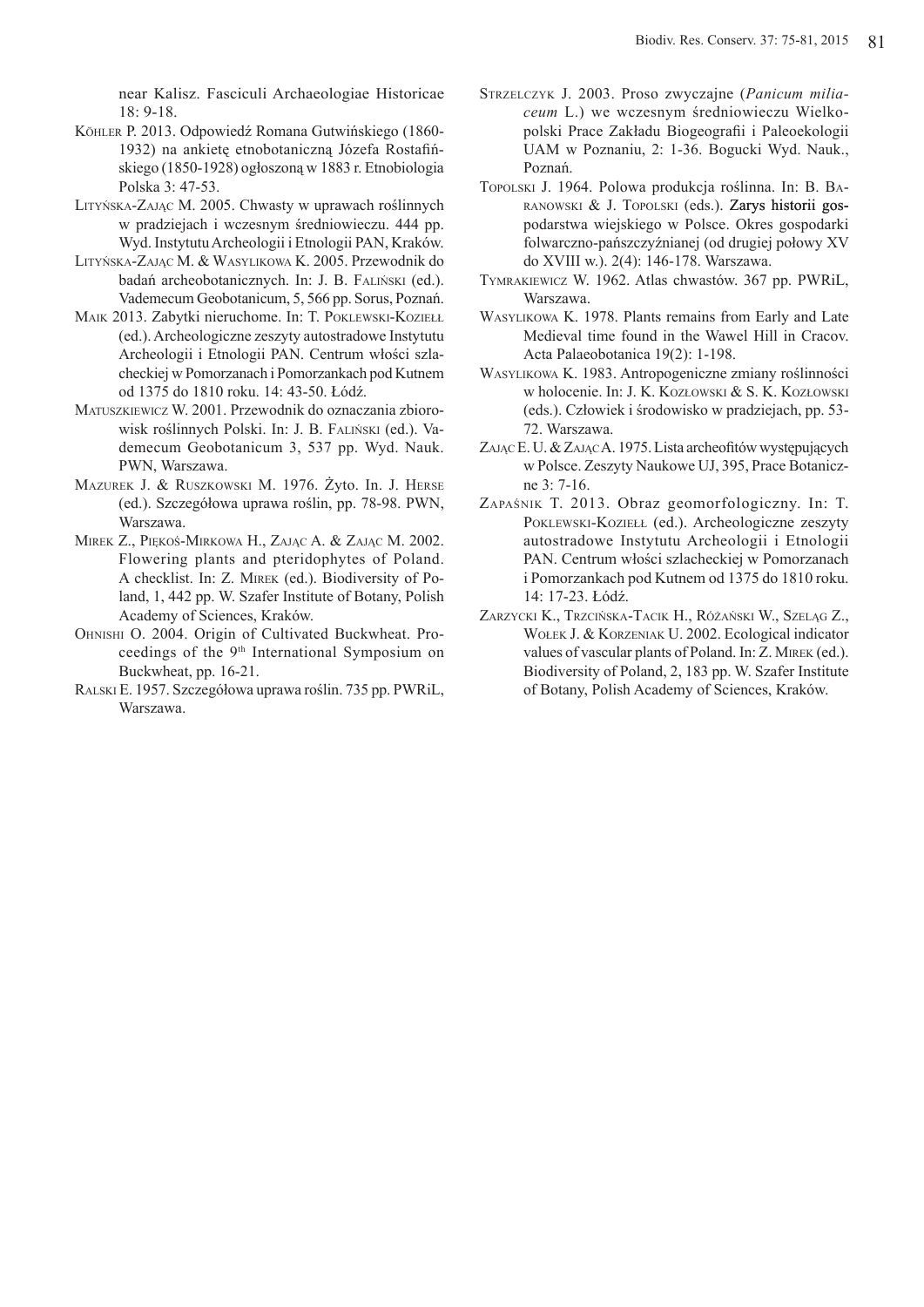near Kalisz. Fasciculi Archaeologiae Historicae 18: 9-18.

Köhler P. 2013. Odpowiedź Romana Gutwińskiego (1860-1932) na ankietę etnobotaniczną Józefa Rostafińskiego (1850-1928) ogłoszoną w 1883 r. Etnobiologia Polska 3: 47-53.

Lityńska-Zając M. 2005. Chwasty w uprawach roślinnych w pradziejach i wczesnym średniowieczu. 444 pp. Wyd. Instytutu Archeologii i Etnologii PAN, Kraków.

Lityńska-Zając M. & Wasylikowa K. 2005. Przewodnik do badań archeobotanicznych. In: J. B. Faliński (ed.). Vademecum Geobotanicum, 5, 566 pp. Sorus, Poznań.

Maik 2013. Zabytki nieruchome. In: T. Poklewski-Koziełł (ed.). Archeologiczne zeszyty autostradowe Instytutu Archeologii i Etnologii PAN. Centrum włości szlacheckiej w Pomorzanach i Pomorzankach pod Kutnem od 1375 do 1810 roku. 14: 43-50. Łódź.

Matuszkiewicz W. 2001. Przewodnik do oznaczania zbiorowisk roślinnych Polski. In: J. B. Faliński (ed.). Vademecum Geobotanicum 3, 537 pp. Wyd. Nauk. PWN, Warszawa.

Mazurek J. & Ruszkowski M. 1976. Żyto. In. J. Herse (ed.). Szczegółowa uprawa roślin, pp. 78-98. PWN, Warszawa.

Mirek Z., Piękoś-Mirkowa H., Zając A. & Zając M. 2002. Flowering plants and pteridophytes of Poland. A checklist. In: Z. Mirek (ed.). Biodiversity of Poland, 1, 442 pp. W. Szafer Institute of Botany, Polish Academy of Sciences, Kraków.

Ohnishi O. 2004. Origin of Cultivated Buckwheat. Proceedings of the 9th International Symposium on Buckwheat, pp. 16-21.

Ralski E. 1957. Szczegółowa uprawa roślin. 735 pp. PWRiL, Warszawa.

Strzelczyk J. 2003. Proso zwyczajne (*Panicum miliaceum* L.) we wczesnym średniowieczu Wielkopolski Prace Zakładu Biogeografii i Paleoekologii UAM w Poznaniu, 2: 1-36. Bogucki Wyd. Nauk., Poznań.

Topolski J. 1964. Polowa produkcja roślinna. In: B. Baranowski & J. Topolski (eds.). Zarys historii gospodarstwa wiejskiego w Polsce. Okres gospodarki folwarczno-pańszczyźnianej (od drugiej połowy XV do XVIII w.). 2(4): 146-178. Warszawa.

Tymrakiewicz W. 1962. Atlas chwastów. 367 pp. PWRiL, Warszawa.

Wasylikowa K. 1978. Plants remains from Early and Late Medieval time found in the Wawel Hill in Cracov. Acta Palaeobotanica 19(2): 1-198.

Wasylikowa K. 1983. Antropogeniczne zmiany roślinności w holocenie. In: J. K. Kozłowski & S. K. Kozłowski (eds.). Człowiek i środowisko w pradziejach, pp. 53-72. Warszawa.

Zając E. U. & Zając A. 1975. Lista archeofitów występujących w Polsce. Zeszyty Naukowe UJ, 395, Prace Botaniczne 3: 7-16.

Zapaśnik T. 2013. Obraz geomorfologiczny. In: T. Poklewski-Koziełł (ed.). Archeologiczne zeszyty autostradowe Instytutu Archeologii i Etnologii PAN. Centrum włości szlacheckiej w Pomorzanach i Pomorzankach pod Kutnem od 1375 do 1810 roku. 14: 17-23. Łódź.

Zarzycki K., Trzcińska-Tacik H., Różański W., Szeląg Z., Wołek J. & Korzeniak U. 2002. Ecological indicator values of vascular plants of Poland. In: Z. Mirek (ed.). Biodiversity of Poland, 2, 183 pp. W. Szafer Institute of Botany, Polish Academy of Sciences, Kraków.